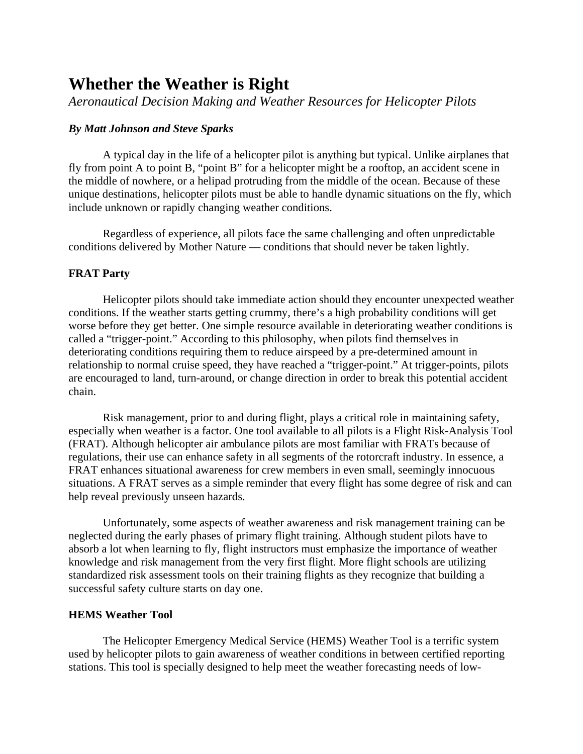# Whether the Weather is Right

*Aeronautical Decision Making and Weather Resources for Helicopter Pilots*

***By Matt Johnson and Steve Sparks***

A typical day in the life of a helicopter pilot is anything but typical. Unlike airplanes that fly from point A to point B, "point B" for a helicopter might be a rooftop, an accident scene in the middle of nowhere, or a helipad protruding from the middle of the ocean. Because of these unique destinations, helicopter pilots must be able to handle dynamic situations on the fly, which include unknown or rapidly changing weather conditions.

Regardless of experience, all pilots face the same challenging and often unpredictable conditions delivered by Mother Nature — conditions that should never be taken lightly.

## FRAT Party

Helicopter pilots should take immediate action should they encounter unexpected weather conditions. If the weather starts getting crummy, there's a high probability conditions will get worse before they get better. One simple resource available in deteriorating weather conditions is called a "trigger-point." According to this philosophy, when pilots find themselves in deteriorating conditions requiring them to reduce airspeed by a pre-determined amount in relationship to normal cruise speed, they have reached a "trigger-point." At trigger-points, pilots are encouraged to land, turn-around, or change direction in order to break this potential accident chain.

Risk management, prior to and during flight, plays a critical role in maintaining safety, especially when weather is a factor. One tool available to all pilots is a Flight Risk-Analysis Tool (FRAT). Although helicopter air ambulance pilots are most familiar with FRATs because of regulations, their use can enhance safety in all segments of the rotorcraft industry. In essence, a FRAT enhances situational awareness for crew members in even small, seemingly innocuous situations. A FRAT serves as a simple reminder that every flight has some degree of risk and can help reveal previously unseen hazards.

Unfortunately, some aspects of weather awareness and risk management training can be neglected during the early phases of primary flight training. Although student pilots have to absorb a lot when learning to fly, flight instructors must emphasize the importance of weather knowledge and risk management from the very first flight. More flight schools are utilizing standardized risk assessment tools on their training flights as they recognize that building a successful safety culture starts on day one.

## HEMS Weather Tool

The Helicopter Emergency Medical Service (HEMS) Weather Tool is a terrific system used by helicopter pilots to gain awareness of weather conditions in between certified reporting stations. This tool is specially designed to help meet the weather forecasting needs of low-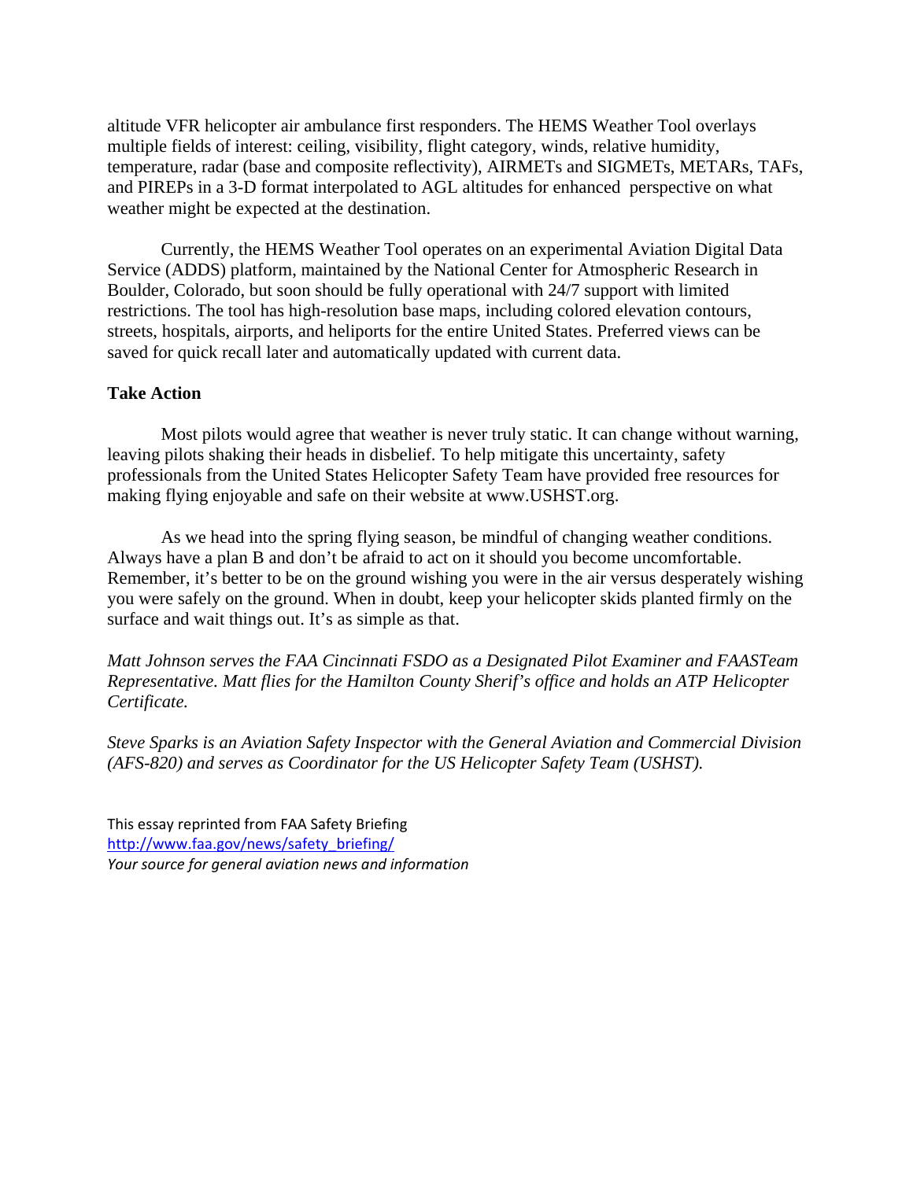altitude VFR helicopter air ambulance first responders. The HEMS Weather Tool overlays multiple fields of interest: ceiling, visibility, flight category, winds, relative humidity, temperature, radar (base and composite reflectivity), AIRMETs and SIGMETs, METARs, TAFs, and PIREPs in a 3-D format interpolated to AGL altitudes for enhanced perspective on what weather might be expected at the destination.

Currently, the HEMS Weather Tool operates on an experimental Aviation Digital Data Service (ADDS) platform, maintained by the National Center for Atmospheric Research in Boulder, Colorado, but soon should be fully operational with 24/7 support with limited restrictions. The tool has high-resolution base maps, including colored elevation contours, streets, hospitals, airports, and heliports for the entire United States. Preferred views can be saved for quick recall later and automatically updated with current data.

**Take Action**

Most pilots would agree that weather is never truly static. It can change without warning, leaving pilots shaking their heads in disbelief. To help mitigate this uncertainty, safety professionals from the United States Helicopter Safety Team have provided free resources for making flying enjoyable and safe on their website at www.USHST.org.

As we head into the spring flying season, be mindful of changing weather conditions. Always have a plan B and don't be afraid to act on it should you become uncomfortable. Remember, it's better to be on the ground wishing you were in the air versus desperately wishing you were safely on the ground. When in doubt, keep your helicopter skids planted firmly on the surface and wait things out. It's as simple as that.

*Matt Johnson serves the FAA Cincinnati FSDO as a Designated Pilot Examiner and FAASTeam Representative. Matt flies for the Hamilton County Sherif's office and holds an ATP Helicopter Certificate.*

*Steve Sparks is an Aviation Safety Inspector with the General Aviation and Commercial Division (AFS-820) and serves as Coordinator for the US Helicopter Safety Team (USHST).*

This essay reprinted from FAA Safety Briefing
http://www.faa.gov/news/safety_briefing/
*Your source for general aviation news and information*